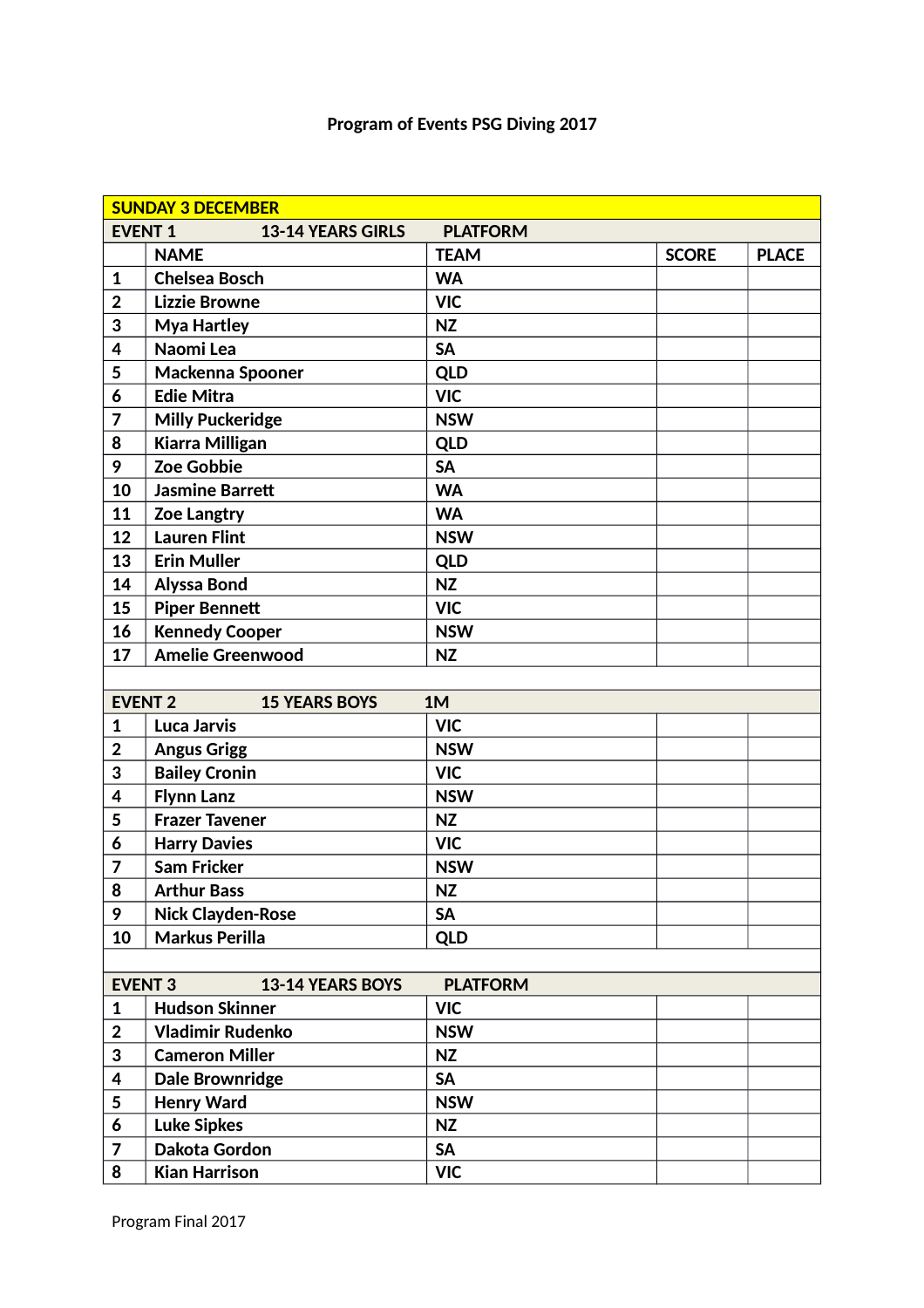# Program of Events PSG Diving 2017

| SUNDAY 3 DECEMBER | | | | |
|---|---|---|---|---|
| **EVENT 1** | **13-14 YEARS GIRLS** | **PLATFORM** | | |
| | **NAME** | **TEAM** | **SCORE** | **PLACE** |
| 1 | Chelsea Bosch | WA | | |
| 2 | Lizzie Browne | VIC | | |
| 3 | Mya Hartley | NZ | | |
| 4 | Naomi Lea | SA | | |
| 5 | Mackenna Spooner | QLD | | |
| 6 | Edie Mitra | VIC | | |
| 7 | Milly Puckeridge | NSW | | |
| 8 | Kiarra Milligan | QLD | | |
| 9 | Zoe Gobbie | SA | | |
| 10 | Jasmine Barrett | WA | | |
| 11 | Zoe Langtry | WA | | |
| 12 | Lauren Flint | NSW | | |
| 13 | Erin Muller | QLD | | |
| 14 | Alyssa Bond | NZ | | |
| 15 | Piper Bennett | VIC | | |
| 16 | Kennedy Cooper | NSW | | |
| 17 | Amelie Greenwood | NZ | | |
| | | | | |
| **EVENT 2** | **15 YEARS BOYS** | **1M** | | |
| 1 | Luca Jarvis | VIC | | |
| 2 | Angus Grigg | NSW | | |
| 3 | Bailey Cronin | VIC | | |
| 4 | Flynn Lanz | NSW | | |
| 5 | Frazer Tavener | NZ | | |
| 6 | Harry Davies | VIC | | |
| 7 | Sam Fricker | NSW | | |
| 8 | Arthur Bass | NZ | | |
| 9 | Nick Clayden-Rose | SA | | |
| 10 | Markus Perilla | QLD | | |
| | | | | |
| **EVENT 3** | **13-14 YEARS BOYS** | **PLATFORM** | | |
| 1 | Hudson Skinner | VIC | | |
| 2 | Vladimir Rudenko | NSW | | |
| 3 | Cameron Miller | NZ | | |
| 4 | Dale Brownridge | SA | | |
| 5 | Henry Ward | NSW | | |
| 6 | Luke Sipkes | NZ | | |
| 7 | Dakota Gordon | SA | | |
| 8 | Kian Harrison | VIC | | |

Program Final 2017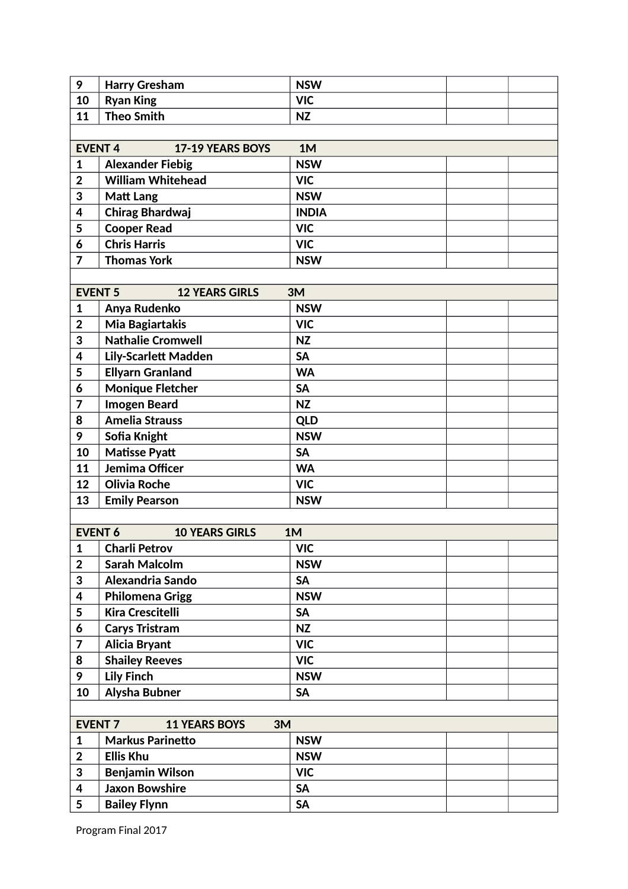| | | | | |
|---|---|---|---|---|
| **9** | **Harry Gresham** | **NSW** | | |
| **10** | **Ryan King** | **VIC** | | |
| **11** | **Theo Smith** | **NZ** | | |
| | | | | |
| **EVENT 4** | **17-19 YEARS BOYS 1M** | | | |
| **1** | **Alexander Fiebig** | **NSW** | | |
| **2** | **William Whitehead** | **VIC** | | |
| **3** | **Matt Lang** | **NSW** | | |
| **4** | **Chirag Bhardwaj** | **INDIA** | | |
| **5** | **Cooper Read** | **VIC** | | |
| **6** | **Chris Harris** | **VIC** | | |
| **7** | **Thomas York** | **NSW** | | |
| | | | | |
| **EVENT 5** | **12 YEARS GIRLS 3M** | | | |
| **1** | **Anya Rudenko** | **NSW** | | |
| **2** | **Mia Bagiartakis** | **VIC** | | |
| **3** | **Nathalie Cromwell** | **NZ** | | |
| **4** | **Lily-Scarlett Madden** | **SA** | | |
| **5** | **Ellyarn Granland** | **WA** | | |
| **6** | **Monique Fletcher** | **SA** | | |
| **7** | **Imogen Beard** | **NZ** | | |
| **8** | **Amelia Strauss** | **QLD** | | |
| **9** | **Sofia Knight** | **NSW** | | |
| **10** | **Matisse Pyatt** | **SA** | | |
| **11** | **Jemima Officer** | **WA** | | |
| **12** | **Olivia Roche** | **VIC** | | |
| **13** | **Emily Pearson** | **NSW** | | |
| | | | | |
| **EVENT 6** | **10 YEARS GIRLS 1M** | | | |
| **1** | **Charli Petrov** | **VIC** | | |
| **2** | **Sarah Malcolm** | **NSW** | | |
| **3** | **Alexandria Sando** | **SA** | | |
| **4** | **Philomena Grigg** | **NSW** | | |
| **5** | **Kira Crescitelli** | **SA** | | |
| **6** | **Carys Tristram** | **NZ** | | |
| **7** | **Alicia Bryant** | **VIC** | | |
| **8** | **Shailey Reeves** | **VIC** | | |
| **9** | **Lily Finch** | **NSW** | | |
| **10** | **Alysha Bubner** | **SA** | | |
| | | | | |
| **EVENT 7** | **11 YEARS BOYS 3M** | | | |
| **1** | **Markus Parinetto** | **NSW** | | |
| **2** | **Ellis Khu** | **NSW** | | |
| **3** | **Benjamin Wilson** | **VIC** | | |
| **4** | **Jaxon Bowshire** | **SA** | | |
| **5** | **Bailey Flynn** | **SA** | | |

Program Final 2017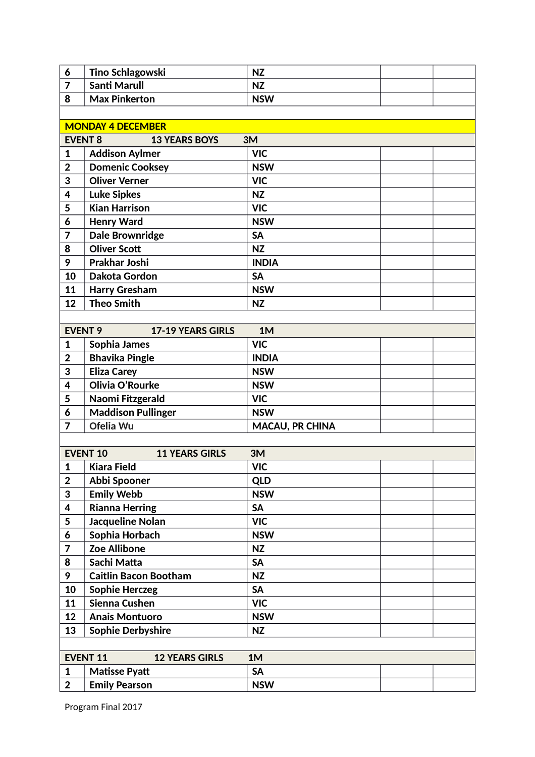| | | | | |
|---|---|---|---|---|
| **6** | **Tino Schlagowski** | **NZ** | | |
| **7** | **Santi Marull** | **NZ** | | |
| **8** | **Max Pinkerton** | **NSW** | | |

**MONDAY 4 DECEMBER**

| **EVENT 8** | **13 YEARS BOYS** | **3M** | | |
|---|---|---|---|---|
| **1** | **Addison Aylmer** | **VIC** | | |
| **2** | **Domenic Cooksey** | **NSW** | | |
| **3** | **Oliver Verner** | **VIC** | | |
| **4** | **Luke Sipkes** | **NZ** | | |
| **5** | **Kian Harrison** | **VIC** | | |
| **6** | **Henry Ward** | **NSW** | | |
| **7** | **Dale Brownridge** | **SA** | | |
| **8** | **Oliver Scott** | **NZ** | | |
| **9** | **Prakhar Joshi** | **INDIA** | | |
| **10** | **Dakota Gordon** | **SA** | | |
| **11** | **Harry Gresham** | **NSW** | | |
| **12** | **Theo Smith** | **NZ** | | |

| **EVENT 9** | **17-19 YEARS GIRLS** | **1M** | | |
|---|---|---|---|---|
| **1** | **Sophia James** | **VIC** | | |
| **2** | **Bhavika Pingle** | **INDIA** | | |
| **3** | **Eliza Carey** | **NSW** | | |
| **4** | **Olivia O'Rourke** | **NSW** | | |
| **5** | **Naomi Fitzgerald** | **VIC** | | |
| **6** | **Maddison Pullinger** | **NSW** | | |
| **7** | Ofelia Wu | **MACAU, PR CHINA** | | |

| **EVENT 10** | **11 YEARS GIRLS** | **3M** | | |
|---|---|---|---|---|
| **1** | **Kiara Field** | **VIC** | | |
| **2** | **Abbi Spooner** | **QLD** | | |
| **3** | **Emily Webb** | **NSW** | | |
| **4** | **Rianna Herring** | **SA** | | |
| **5** | **Jacqueline Nolan** | **VIC** | | |
| **6** | **Sophia Horbach** | **NSW** | | |
| **7** | **Zoe Allibone** | **NZ** | | |
| **8** | **Sachi Matta** | **SA** | | |
| **9** | **Caitlin Bacon Bootham** | **NZ** | | |
| **10** | **Sophie Herczeg** | **SA** | | |
| **11** | **Sienna Cushen** | **VIC** | | |
| **12** | **Anais Montuoro** | **NSW** | | |
| **13** | **Sophie Derbyshire** | **NZ** | | |

| **EVENT 11** | **12 YEARS GIRLS** | **1M** | | |
|---|---|---|---|---|
| **1** | **Matisse Pyatt** | **SA** | | |
| **2** | **Emily Pearson** | **NSW** | | |

Program Final 2017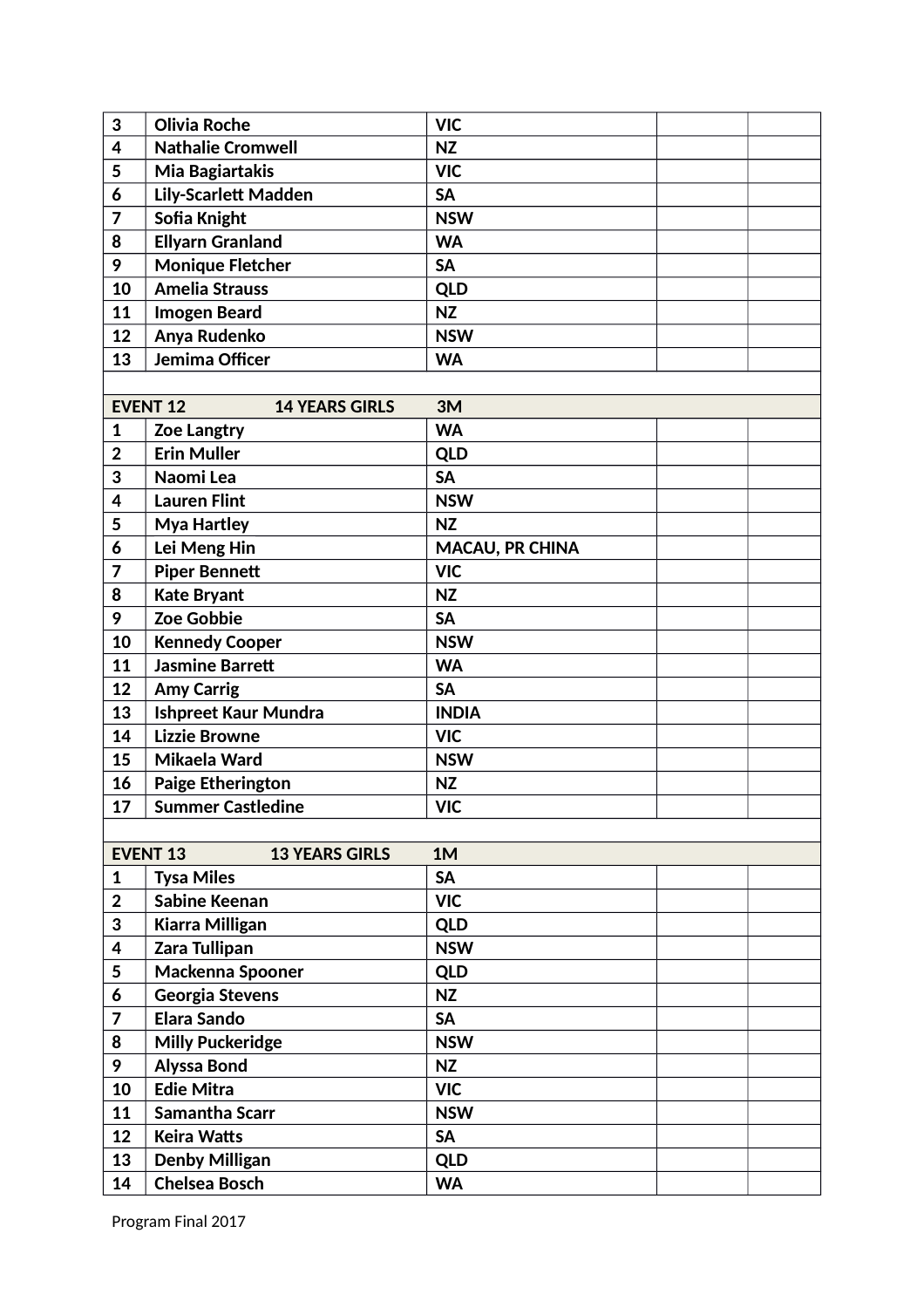| | | | | |
|---|---|---|---|---|
| 3 | Olivia Roche | VIC | | |
| 4 | Nathalie Cromwell | NZ | | |
| 5 | Mia Bagiartakis | VIC | | |
| 6 | Lily-Scarlett Madden | SA | | |
| 7 | Sofia Knight | NSW | | |
| 8 | Ellyarn Granland | WA | | |
| 9 | Monique Fletcher | SA | | |
| 10 | Amelia Strauss | QLD | | |
| 11 | Imogen Beard | NZ | | |
| 12 | Anya Rudenko | NSW | | |
| 13 | Jemima Officer | WA | | |

| EVENT 12 | 14 YEARS GIRLS | 3M | | |
|---|---|---|---|---|
| 1 | Zoe Langtry | WA | | |
| 2 | Erin Muller | QLD | | |
| 3 | Naomi Lea | SA | | |
| 4 | Lauren Flint | NSW | | |
| 5 | Mya Hartley | NZ | | |
| 6 | Lei Meng Hin | MACAU, PR CHINA | | |
| 7 | Piper Bennett | VIC | | |
| 8 | Kate Bryant | NZ | | |
| 9 | Zoe Gobbie | SA | | |
| 10 | Kennedy Cooper | NSW | | |
| 11 | Jasmine Barrett | WA | | |
| 12 | Amy Carrig | SA | | |
| 13 | Ishpreet Kaur Mundra | INDIA | | |
| 14 | Lizzie Browne | VIC | | |
| 15 | Mikaela Ward | NSW | | |
| 16 | Paige Etherington | NZ | | |
| 17 | Summer Castledine | VIC | | |

| EVENT 13 | 13 YEARS GIRLS | 1M | | |
|---|---|---|---|---|
| 1 | Tysa Miles | SA | | |
| 2 | Sabine Keenan | VIC | | |
| 3 | Kiarra Milligan | QLD | | |
| 4 | Zara Tullipan | NSW | | |
| 5 | Mackenna Spooner | QLD | | |
| 6 | Georgia Stevens | NZ | | |
| 7 | Elara Sando | SA | | |
| 8 | Milly Puckeridge | NSW | | |
| 9 | Alyssa Bond | NZ | | |
| 10 | Edie Mitra | VIC | | |
| 11 | Samantha Scarr | NSW | | |
| 12 | Keira Watts | SA | | |
| 13 | Denby Milligan | QLD | | |
| 14 | Chelsea Bosch | WA | | |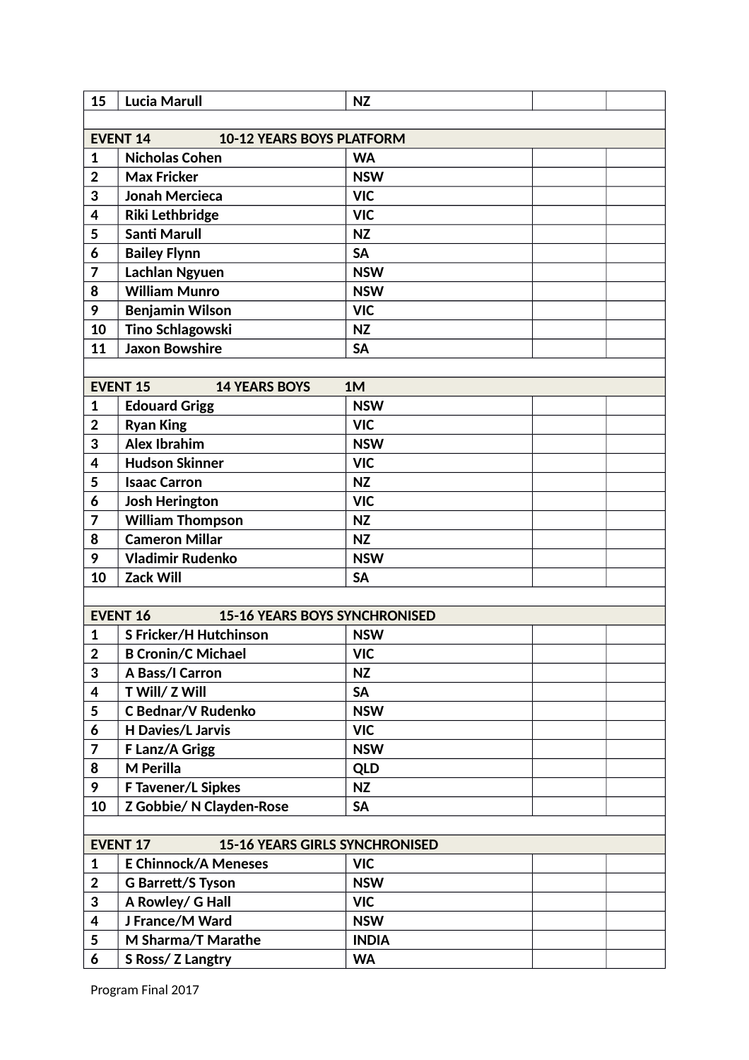| 15 | Lucia Marull | NZ | | |
|---|---|---|---|---|
| | | | | |
| **EVENT 14** | **10-12 YEARS BOYS PLATFORM** | | | |
| 1 | Nicholas Cohen | WA | | |
| 2 | Max Fricker | NSW | | |
| 3 | Jonah Mercieca | VIC | | |
| 4 | Riki Lethbridge | VIC | | |
| 5 | Santi Marull | NZ | | |
| 6 | Bailey Flynn | SA | | |
| 7 | Lachlan Ngyuen | NSW | | |
| 8 | William Munro | NSW | | |
| 9 | Benjamin Wilson | VIC | | |
| 10 | Tino Schlagowski | NZ | | |
| 11 | Jaxon Bowshire | SA | | |
| | | | | |
| **EVENT 15** | **14 YEARS BOYS 1M** | | | |
| 1 | Edouard Grigg | NSW | | |
| 2 | Ryan King | VIC | | |
| 3 | Alex Ibrahim | NSW | | |
| 4 | Hudson Skinner | VIC | | |
| 5 | Isaac Carron | NZ | | |
| 6 | Josh Herington | VIC | | |
| 7 | William Thompson | NZ | | |
| 8 | Cameron Millar | NZ | | |
| 9 | Vladimir Rudenko | NSW | | |
| 10 | Zack Will | SA | | |
| | | | | |
| **EVENT 16** | **15-16 YEARS BOYS SYNCHRONISED** | | | |
| 1 | S Fricker/H Hutchinson | NSW | | |
| 2 | B Cronin/C Michael | VIC | | |
| 3 | A Bass/I Carron | NZ | | |
| 4 | T Will/ Z Will | SA | | |
| 5 | C Bednar/V Rudenko | NSW | | |
| 6 | H Davies/L Jarvis | VIC | | |
| 7 | F Lanz/A Grigg | NSW | | |
| 8 | M Perilla | QLD | | |
| 9 | F Tavener/L Sipkes | NZ | | |
| 10 | Z Gobbie/ N Clayden-Rose | SA | | |
| | | | | |
| **EVENT 17** | **15-16 YEARS GIRLS SYNCHRONISED** | | | |
| 1 | E Chinnock/A Meneses | VIC | | |
| 2 | G Barrett/S Tyson | NSW | | |
| 3 | A Rowley/ G Hall | VIC | | |
| 4 | J France/M Ward | NSW | | |
| 5 | M Sharma/T Marathe | INDIA | | |
| 6 | S Ross/ Z Langtry | WA | | |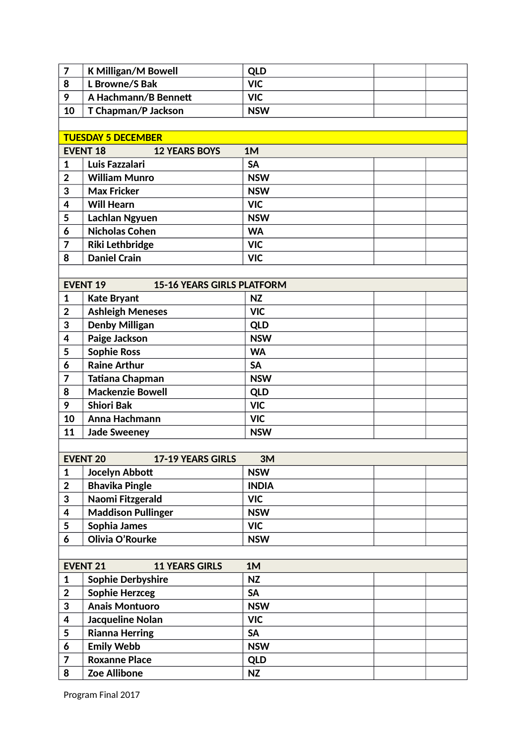| | | | | |
|---|---|---|---|---|
| 7 | K Milligan/M Bowell | QLD | | |
| 8 | L Browne/S Bak | VIC | | |
| 9 | A Hachmann/B Bennett | VIC | | |
| 10 | T Chapman/P Jackson | NSW | | |

**TUESDAY 5 DECEMBER**

| EVENT 18 | 12 YEARS BOYS | 1M | | |
|---|---|---|---|---|
| 1 | Luis Fazzalari | SA | | |
| 2 | William Munro | NSW | | |
| 3 | Max Fricker | NSW | | |
| 4 | Will Hearn | VIC | | |
| 5 | Lachlan Ngyuen | NSW | | |
| 6 | Nicholas Cohen | WA | | |
| 7 | Riki Lethbridge | VIC | | |
| 8 | Daniel Crain | VIC | | |

| EVENT 19 | 15-16 YEARS GIRLS PLATFORM | | | |
|---|---|---|---|---|
| 1 | Kate Bryant | NZ | | |
| 2 | Ashleigh Meneses | VIC | | |
| 3 | Denby Milligan | QLD | | |
| 4 | Paige Jackson | NSW | | |
| 5 | Sophie Ross | WA | | |
| 6 | Raine Arthur | SA | | |
| 7 | Tatiana Chapman | NSW | | |
| 8 | Mackenzie Bowell | QLD | | |
| 9 | Shiori Bak | VIC | | |
| 10 | Anna Hachmann | VIC | | |
| 11 | Jade Sweeney | NSW | | |

| EVENT 20 | 17-19 YEARS GIRLS | 3M | | |
|---|---|---|---|---|
| 1 | Jocelyn Abbott | NSW | | |
| 2 | Bhavika Pingle | INDIA | | |
| 3 | Naomi Fitzgerald | VIC | | |
| 4 | Maddison Pullinger | NSW | | |
| 5 | Sophia James | VIC | | |
| 6 | Olivia O'Rourke | NSW | | |

| EVENT 21 | 11 YEARS GIRLS | 1M | | |
|---|---|---|---|---|
| 1 | Sophie Derbyshire | NZ | | |
| 2 | Sophie Herzceg | SA | | |
| 3 | Anais Montuoro | NSW | | |
| 4 | Jacqueline Nolan | VIC | | |
| 5 | Rianna Herring | SA | | |
| 6 | Emily Webb | NSW | | |
| 7 | Roxanne Place | QLD | | |
| 8 | Zoe Allibone | NZ | | |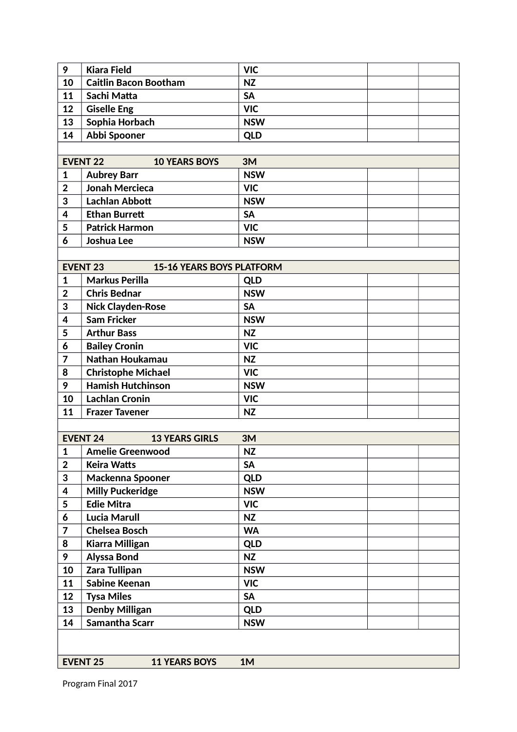| | | | | |
|---|---|---|---|---|
| 9 | Kiara Field | VIC | | |
| 10 | Caitlin Bacon Bootham | NZ | | |
| 11 | Sachi Matta | SA | | |
| 12 | Giselle Eng | VIC | | |
| 13 | Sophia Horbach | NSW | | |
| 14 | Abbi Spooner | QLD | | |
| | | | | |
| **EVENT 22** | **10 YEARS BOYS** | **3M** | | |
| 1 | Aubrey Barr | NSW | | |
| 2 | Jonah Mercieca | VIC | | |
| 3 | Lachlan Abbott | NSW | | |
| 4 | Ethan Burrett | SA | | |
| 5 | Patrick Harmon | VIC | | |
| 6 | Joshua Lee | NSW | | |
| | | | | |
| **EVENT 23** | **15-16 YEARS BOYS PLATFORM** | | | |
| 1 | Markus Perilla | QLD | | |
| 2 | Chris Bednar | NSW | | |
| 3 | Nick Clayden-Rose | SA | | |
| 4 | Sam Fricker | NSW | | |
| 5 | Arthur Bass | NZ | | |
| 6 | Bailey Cronin | VIC | | |
| 7 | Nathan Houkamau | NZ | | |
| 8 | Christophe Michael | VIC | | |
| 9 | Hamish Hutchinson | NSW | | |
| 10 | Lachlan Cronin | VIC | | |
| 11 | Frazer Tavener | NZ | | |
| | | | | |
| **EVENT 24** | **13 YEARS GIRLS** | **3M** | | |
| 1 | Amelie Greenwood | NZ | | |
| 2 | Keira Watts | SA | | |
| 3 | Mackenna Spooner | QLD | | |
| 4 | Milly Puckeridge | NSW | | |
| 5 | Edie Mitra | VIC | | |
| 6 | Lucia Marull | NZ | | |
| 7 | Chelsea Bosch | WA | | |
| 8 | Kiarra Milligan | QLD | | |
| 9 | Alyssa Bond | NZ | | |
| 10 | Zara Tullipan | NSW | | |
| 11 | Sabine Keenan | VIC | | |
| 12 | Tysa Miles | SA | | |
| 13 | Denby Milligan | QLD | | |
| 14 | Samantha Scarr | NSW | | |
| | | | | |
| **EVENT 25** | **11 YEARS BOYS** | **1M** | | |

Program Final 2017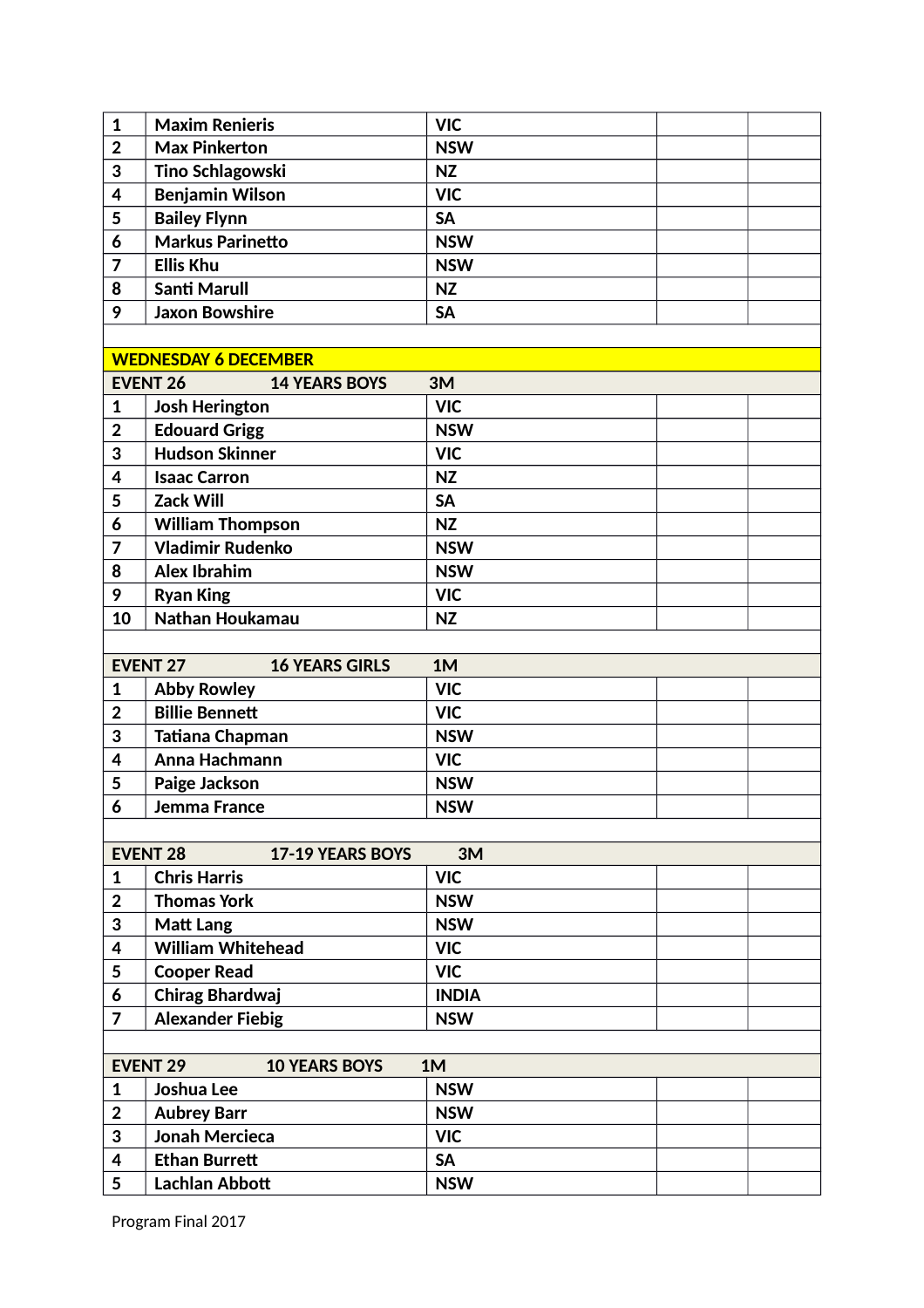| | | | | |
|---|---|---|---|---|
| 1 | Maxim Renieris | VIC | | |
| 2 | Max Pinkerton | NSW | | |
| 3 | Tino Schlagowski | NZ | | |
| 4 | Benjamin Wilson | VIC | | |
| 5 | Bailey Flynn | SA | | |
| 6 | Markus Parinetto | NSW | | |
| 7 | Ellis Khu | NSW | | |
| 8 | Santi Marull | NZ | | |
| 9 | Jaxon Bowshire | SA | | |

**WEDNESDAY 6 DECEMBER**

**EVENT 26 — 14 YEARS BOYS — 3M**

| | | | | |
|---|---|---|---|---|
| 1 | Josh Herington | VIC | | |
| 2 | Edouard Grigg | NSW | | |
| 3 | Hudson Skinner | VIC | | |
| 4 | Isaac Carron | NZ | | |
| 5 | Zack Will | SA | | |
| 6 | William Thompson | NZ | | |
| 7 | Vladimir Rudenko | NSW | | |
| 8 | Alex Ibrahim | NSW | | |
| 9 | Ryan King | VIC | | |
| 10 | Nathan Houkamau | NZ | | |

**EVENT 27 — 16 YEARS GIRLS — 1M**

| | | | | |
|---|---|---|---|---|
| 1 | Abby Rowley | VIC | | |
| 2 | Billie Bennett | VIC | | |
| 3 | Tatiana Chapman | NSW | | |
| 4 | Anna Hachmann | VIC | | |
| 5 | Paige Jackson | NSW | | |
| 6 | Jemma France | NSW | | |

**EVENT 28 — 17-19 YEARS BOYS — 3M**

| | | | | |
|---|---|---|---|---|
| 1 | Chris Harris | VIC | | |
| 2 | Thomas York | NSW | | |
| 3 | Matt Lang | NSW | | |
| 4 | William Whitehead | VIC | | |
| 5 | Cooper Read | VIC | | |
| 6 | Chirag Bhardwaj | INDIA | | |
| 7 | Alexander Fiebig | NSW | | |

**EVENT 29 — 10 YEARS BOYS — 1M**

| | | | | |
|---|---|---|---|---|
| 1 | Joshua Lee | NSW | | |
| 2 | Aubrey Barr | NSW | | |
| 3 | Jonah Mercieca | VIC | | |
| 4 | Ethan Burrett | SA | | |
| 5 | Lachlan Abbott | NSW | | |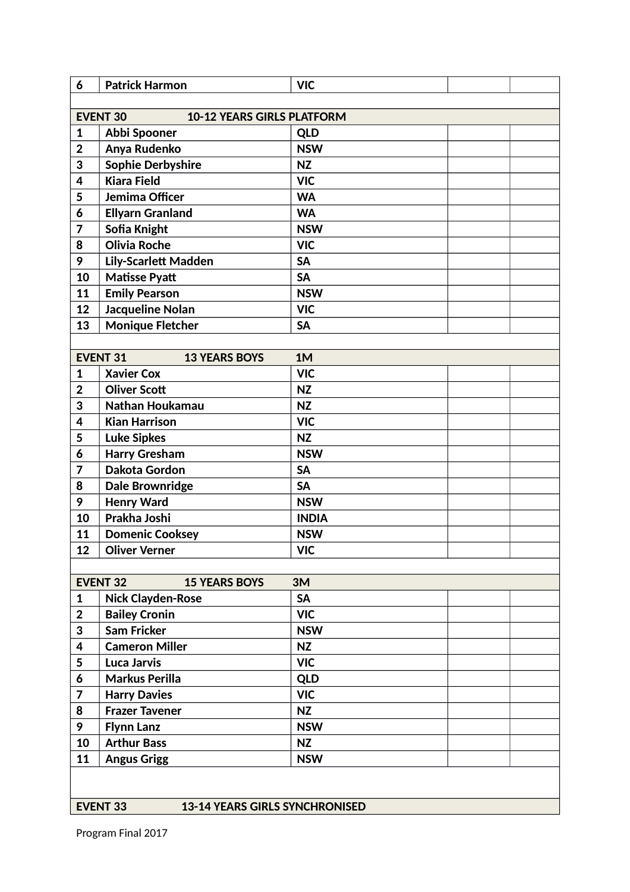| | | | | |
|---|---|---|---|---|
| **6** | **Patrick Harmon** | **VIC** | | |
| | | | | |
| **EVENT 30** | **10-12 YEARS GIRLS PLATFORM** | | | |
| **1** | **Abbi Spooner** | **QLD** | | |
| **2** | **Anya Rudenko** | **NSW** | | |
| **3** | **Sophie Derbyshire** | **NZ** | | |
| **4** | **Kiara Field** | **VIC** | | |
| **5** | **Jemima Officer** | **WA** | | |
| **6** | **Ellyarn Granland** | **WA** | | |
| **7** | **Sofia Knight** | **NSW** | | |
| **8** | **Olivia Roche** | **VIC** | | |
| **9** | **Lily-Scarlett Madden** | **SA** | | |
| **10** | **Matisse Pyatt** | **SA** | | |
| **11** | **Emily Pearson** | **NSW** | | |
| **12** | **Jacqueline Nolan** | **VIC** | | |
| **13** | **Monique Fletcher** | **SA** | | |
| | | | | |
| **EVENT 31** | **13 YEARS BOYS 1M** | | | |
| **1** | **Xavier Cox** | **VIC** | | |
| **2** | **Oliver Scott** | **NZ** | | |
| **3** | **Nathan Houkamau** | **NZ** | | |
| **4** | **Kian Harrison** | **VIC** | | |
| **5** | **Luke Sipkes** | **NZ** | | |
| **6** | **Harry Gresham** | **NSW** | | |
| **7** | **Dakota Gordon** | **SA** | | |
| **8** | **Dale Brownridge** | **SA** | | |
| **9** | **Henry Ward** | **NSW** | | |
| **10** | **Prakha Joshi** | **INDIA** | | |
| **11** | **Domenic Cooksey** | **NSW** | | |
| **12** | **Oliver Verner** | **VIC** | | |
| | | | | |
| **EVENT 32** | **15 YEARS BOYS 3M** | | | |
| **1** | **Nick Clayden-Rose** | **SA** | | |
| **2** | **Bailey Cronin** | **VIC** | | |
| **3** | **Sam Fricker** | **NSW** | | |
| **4** | **Cameron Miller** | **NZ** | | |
| **5** | **Luca Jarvis** | **VIC** | | |
| **6** | **Markus Perilla** | **QLD** | | |
| **7** | **Harry Davies** | **VIC** | | |
| **8** | **Frazer Tavener** | **NZ** | | |
| **9** | **Flynn Lanz** | **NSW** | | |
| **10** | **Arthur Bass** | **NZ** | | |
| **11** | **Angus Grigg** | **NSW** | | |
| | | | | |
| **EVENT 33** | **13-14 YEARS GIRLS SYNCHRONISED** | | | |

Program Final 2017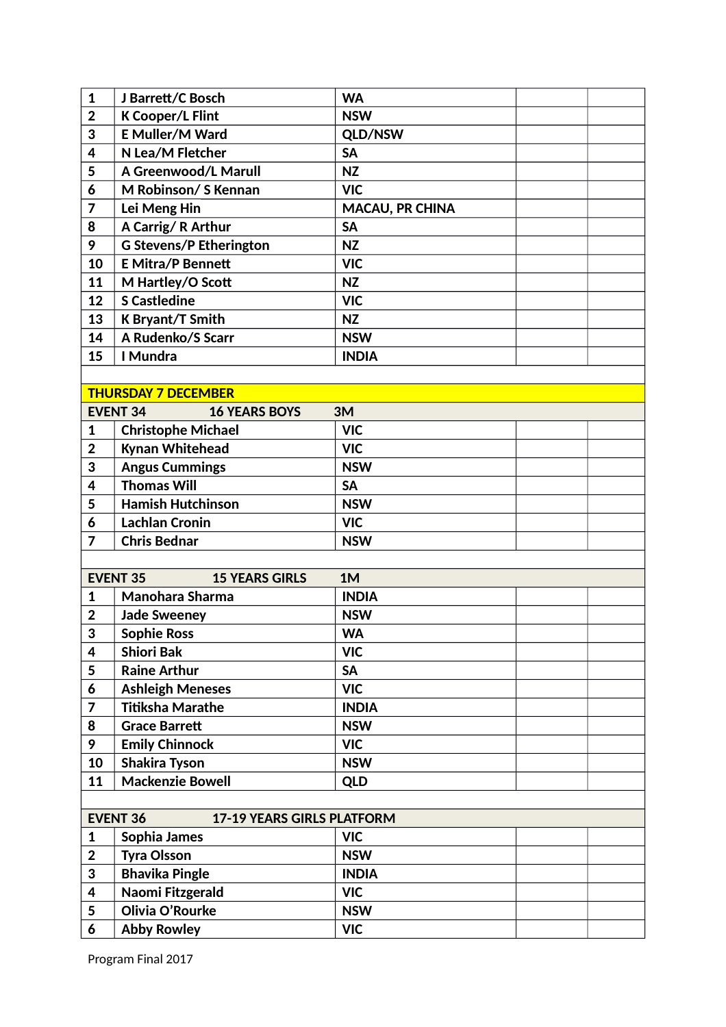| | | | | |
|---|---|---|---|---|
| 1 | J Barrett/C Bosch | WA | | |
| 2 | K Cooper/L Flint | NSW | | |
| 3 | E Muller/M Ward | QLD/NSW | | |
| 4 | N Lea/M Fletcher | SA | | |
| 5 | A Greenwood/L Marull | NZ | | |
| 6 | M Robinson/ S Kennan | VIC | | |
| 7 | Lei Meng Hin | MACAU, PR CHINA | | |
| 8 | A Carrig/ R Arthur | SA | | |
| 9 | G Stevens/P Etherington | NZ | | |
| 10 | E Mitra/P Bennett | VIC | | |
| 11 | M Hartley/O Scott | NZ | | |
| 12 | S Castledine | VIC | | |
| 13 | K Bryant/T Smith | NZ | | |
| 14 | A Rudenko/S Scarr | NSW | | |
| 15 | I Mundra | INDIA | | |

**THURSDAY 7 DECEMBER**

| EVENT 34 | 16 YEARS BOYS | 3M | | |
|---|---|---|---|---|
| 1 | Christophe Michael | VIC | | |
| 2 | Kynan Whitehead | VIC | | |
| 3 | Angus Cummings | NSW | | |
| 4 | Thomas Will | SA | | |
| 5 | Hamish Hutchinson | NSW | | |
| 6 | Lachlan Cronin | VIC | | |
| 7 | Chris Bednar | NSW | | |

| EVENT 35 | 15 YEARS GIRLS | 1M | | |
|---|---|---|---|---|
| 1 | Manohara Sharma | INDIA | | |
| 2 | Jade Sweeney | NSW | | |
| 3 | Sophie Ross | WA | | |
| 4 | Shiori Bak | VIC | | |
| 5 | Raine Arthur | SA | | |
| 6 | Ashleigh Meneses | VIC | | |
| 7 | Titiksha Marathe | INDIA | | |
| 8 | Grace Barrett | NSW | | |
| 9 | Emily Chinnock | VIC | | |
| 10 | Shakira Tyson | NSW | | |
| 11 | Mackenzie Bowell | QLD | | |

| EVENT 36 | 17-19 YEARS GIRLS PLATFORM | | | |
|---|---|---|---|---|
| 1 | Sophia James | VIC | | |
| 2 | Tyra Olsson | NSW | | |
| 3 | Bhavika Pingle | INDIA | | |
| 4 | Naomi Fitzgerald | VIC | | |
| 5 | Olivia O'Rourke | NSW | | |
| 6 | Abby Rowley | VIC | | |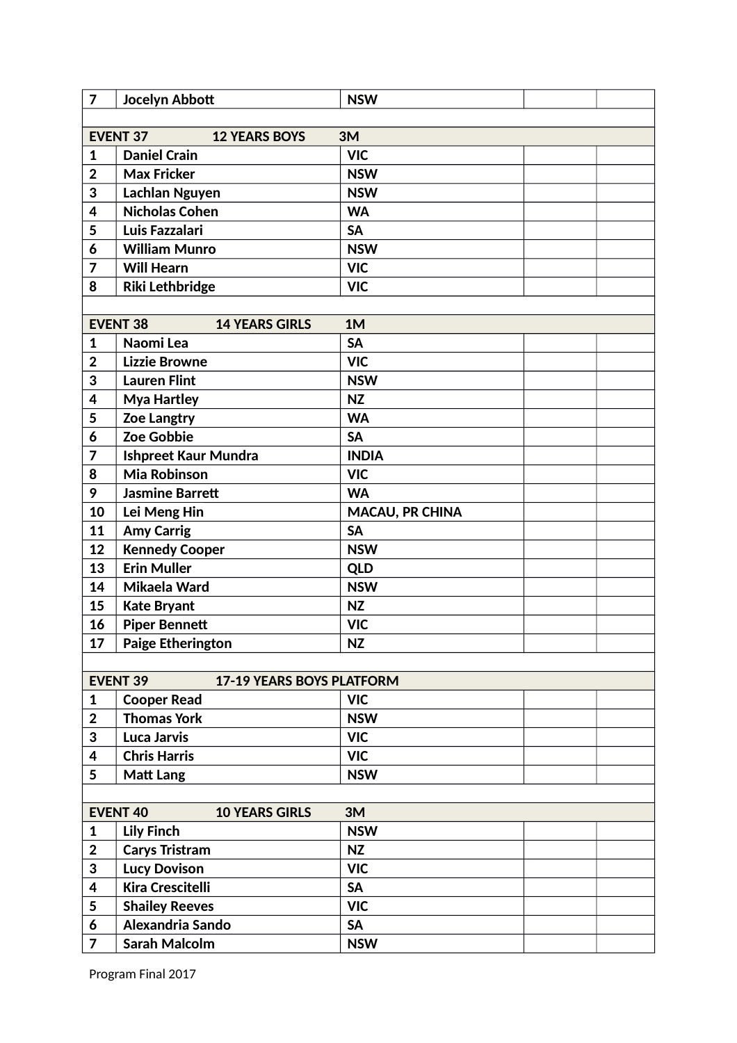| | | | | |
|---|---|---|---|---|
| **7** | **Jocelyn Abbott** | **NSW** | | |
| | | | | |
| **EVENT 37** | **12 YEARS BOYS** | **3M** | | |
| **1** | **Daniel Crain** | **VIC** | | |
| **2** | **Max Fricker** | **NSW** | | |
| **3** | **Lachlan Nguyen** | **NSW** | | |
| **4** | **Nicholas Cohen** | **WA** | | |
| **5** | **Luis Fazzalari** | **SA** | | |
| **6** | **William Munro** | **NSW** | | |
| **7** | **Will Hearn** | **VIC** | | |
| **8** | **Riki Lethbridge** | **VIC** | | |
| | | | | |
| **EVENT 38** | **14 YEARS GIRLS** | **1M** | | |
| **1** | **Naomi Lea** | **SA** | | |
| **2** | **Lizzie Browne** | **VIC** | | |
| **3** | **Lauren Flint** | **NSW** | | |
| **4** | **Mya Hartley** | **NZ** | | |
| **5** | **Zoe Langtry** | **WA** | | |
| **6** | **Zoe Gobbie** | **SA** | | |
| **7** | **Ishpreet Kaur Mundra** | **INDIA** | | |
| **8** | **Mia Robinson** | **VIC** | | |
| **9** | **Jasmine Barrett** | **WA** | | |
| **10** | **Lei Meng Hin** | **MACAU, PR CHINA** | | |
| **11** | **Amy Carrig** | **SA** | | |
| **12** | **Kennedy Cooper** | **NSW** | | |
| **13** | **Erin Muller** | **QLD** | | |
| **14** | **Mikaela Ward** | **NSW** | | |
| **15** | **Kate Bryant** | **NZ** | | |
| **16** | **Piper Bennett** | **VIC** | | |
| **17** | **Paige Etherington** | **NZ** | | |
| | | | | |
| **EVENT 39** | **17-19 YEARS BOYS PLATFORM** | | | |
| **1** | **Cooper Read** | **VIC** | | |
| **2** | **Thomas York** | **NSW** | | |
| **3** | **Luca Jarvis** | **VIC** | | |
| **4** | **Chris Harris** | **VIC** | | |
| **5** | **Matt Lang** | **NSW** | | |
| | | | | |
| **EVENT 40** | **10 YEARS GIRLS** | **3M** | | |
| **1** | **Lily Finch** | **NSW** | | |
| **2** | **Carys Tristram** | **NZ** | | |
| **3** | **Lucy Dovison** | **VIC** | | |
| **4** | **Kira Crescitelli** | **SA** | | |
| **5** | **Shailey Reeves** | **VIC** | | |
| **6** | **Alexandria Sando** | **SA** | | |
| **7** | **Sarah Malcolm** | **NSW** | | |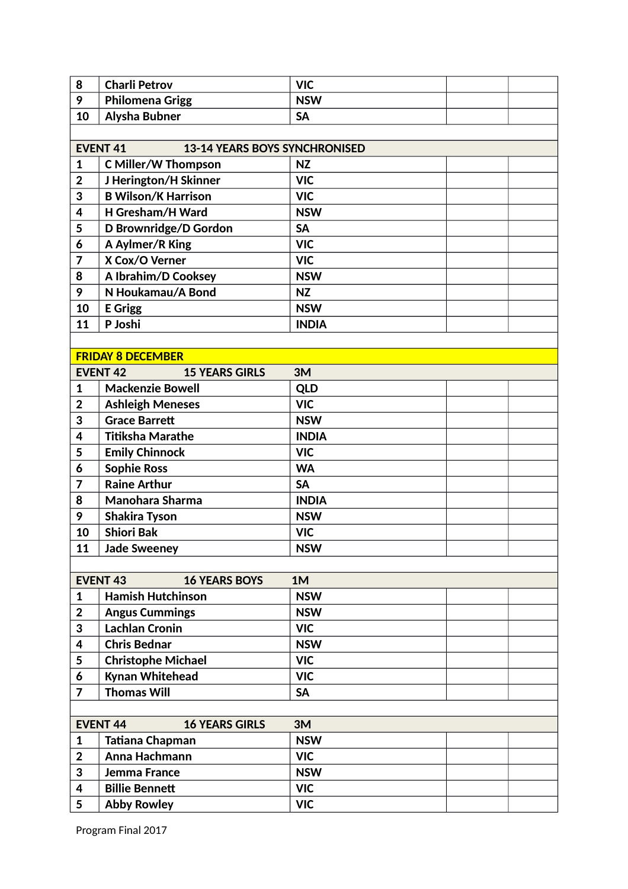| | | | | |
|---|---|---|---|---|
| 8 | Charli Petrov | VIC | | |
| 9 | Philomena Grigg | NSW | | |
| 10 | Alysha Bubner | SA | | |
| | | | | |
| **EVENT 41** | **13-14 YEARS BOYS SYNCHRONISED** | | | |
| 1 | C Miller/W Thompson | NZ | | |
| 2 | J Herington/H Skinner | VIC | | |
| 3 | B Wilson/K Harrison | VIC | | |
| 4 | H Gresham/H Ward | NSW | | |
| 5 | D Brownridge/D Gordon | SA | | |
| 6 | A Aylmer/R King | VIC | | |
| 7 | X Cox/O Verner | VIC | | |
| 8 | A Ibrahim/D Cooksey | NSW | | |
| 9 | N Houkamau/A Bond | NZ | | |
| 10 | E Grigg | NSW | | |
| 11 | P Joshi | INDIA | | |
| | | | | |
| **FRIDAY 8 DECEMBER** | | | | |
| **EVENT 42** | **15 YEARS GIRLS** | **3M** | | |
| 1 | Mackenzie Bowell | QLD | | |
| 2 | Ashleigh Meneses | VIC | | |
| 3 | Grace Barrett | NSW | | |
| 4 | Titiksha Marathe | INDIA | | |
| 5 | Emily Chinnock | VIC | | |
| 6 | Sophie Ross | WA | | |
| 7 | Raine Arthur | SA | | |
| 8 | Manohara Sharma | INDIA | | |
| 9 | Shakira Tyson | NSW | | |
| 10 | Shiori Bak | VIC | | |
| 11 | Jade Sweeney | NSW | | |
| | | | | |
| **EVENT 43** | **16 YEARS BOYS** | **1M** | | |
| 1 | Hamish Hutchinson | NSW | | |
| 2 | Angus Cummings | NSW | | |
| 3 | Lachlan Cronin | VIC | | |
| 4 | Chris Bednar | NSW | | |
| 5 | Christophe Michael | VIC | | |
| 6 | Kynan Whitehead | VIC | | |
| 7 | Thomas Will | SA | | |
| | | | | |
| **EVENT 44** | **16 YEARS GIRLS** | **3M** | | |
| 1 | Tatiana Chapman | NSW | | |
| 2 | Anna Hachmann | VIC | | |
| 3 | Jemma France | NSW | | |
| 4 | Billie Bennett | VIC | | |
| 5 | Abby Rowley | VIC | | |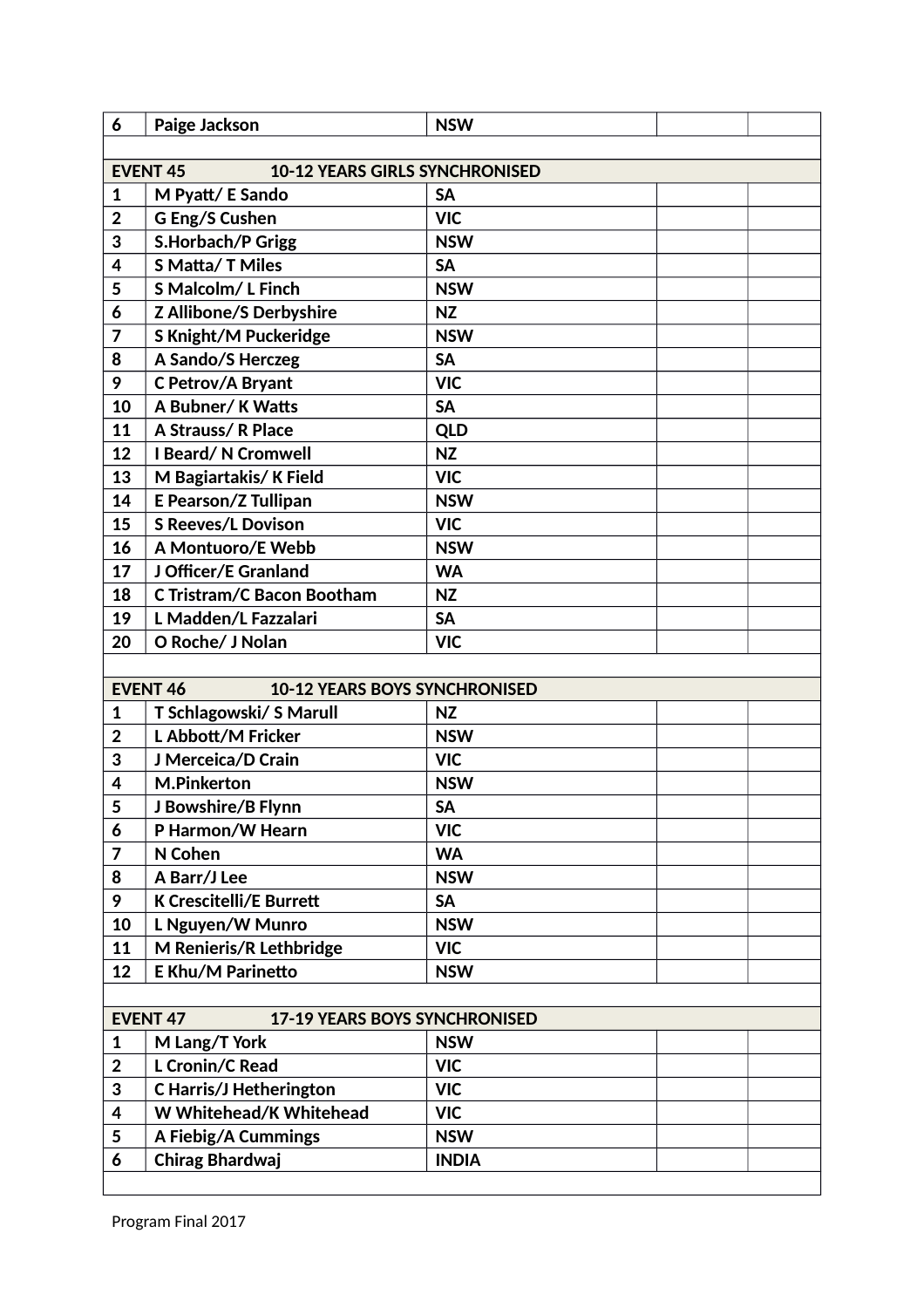| 6 | Paige Jackson | NSW | | |
|---|---|---|---|---|
| | | | | |
| **EVENT 45** | **10-12 YEARS GIRLS SYNCHRONISED** | | | |
| 1 | M Pyatt/ E Sando | SA | | |
| 2 | G Eng/S Cushen | VIC | | |
| 3 | S.Horbach/P Grigg | NSW | | |
| 4 | S Matta/ T Miles | SA | | |
| 5 | S Malcolm/ L Finch | NSW | | |
| 6 | Z Allibone/S Derbyshire | NZ | | |
| 7 | S Knight/M Puckeridge | NSW | | |
| 8 | A Sando/S Herczeg | SA | | |
| 9 | C Petrov/A Bryant | VIC | | |
| 10 | A Bubner/ K Watts | SA | | |
| 11 | A Strauss/ R Place | QLD | | |
| 12 | I Beard/ N Cromwell | NZ | | |
| 13 | M Bagiartakis/ K Field | VIC | | |
| 14 | E Pearson/Z Tullipan | NSW | | |
| 15 | S Reeves/L Dovison | VIC | | |
| 16 | A Montuoro/E Webb | NSW | | |
| 17 | J Officer/E Granland | WA | | |
| 18 | C Tristram/C Bacon Bootham | NZ | | |
| 19 | L Madden/L Fazzalari | SA | | |
| 20 | O Roche/ J Nolan | VIC | | |
| | | | | |
| **EVENT 46** | **10-12 YEARS BOYS SYNCHRONISED** | | | |
| 1 | T Schlagowski/ S Marull | NZ | | |
| 2 | L Abbott/M Fricker | NSW | | |
| 3 | J Merceica/D Crain | VIC | | |
| 4 | M.Pinkerton | NSW | | |
| 5 | J Bowshire/B Flynn | SA | | |
| 6 | P Harmon/W Hearn | VIC | | |
| 7 | N Cohen | WA | | |
| 8 | A Barr/J Lee | NSW | | |
| 9 | K Crescitelli/E Burrett | SA | | |
| 10 | L Nguyen/W Munro | NSW | | |
| 11 | M Renieris/R Lethbridge | VIC | | |
| 12 | E Khu/M Parinetto | NSW | | |
| | | | | |
| **EVENT 47** | **17-19 YEARS BOYS SYNCHRONISED** | | | |
| 1 | M Lang/T York | NSW | | |
| 2 | L Cronin/C Read | VIC | | |
| 3 | C Harris/J Hetherington | VIC | | |
| 4 | W Whitehead/K Whitehead | VIC | | |
| 5 | A Fiebig/A Cummings | NSW | | |
| 6 | Chirag Bhardwaj | INDIA | | |
| | | | | |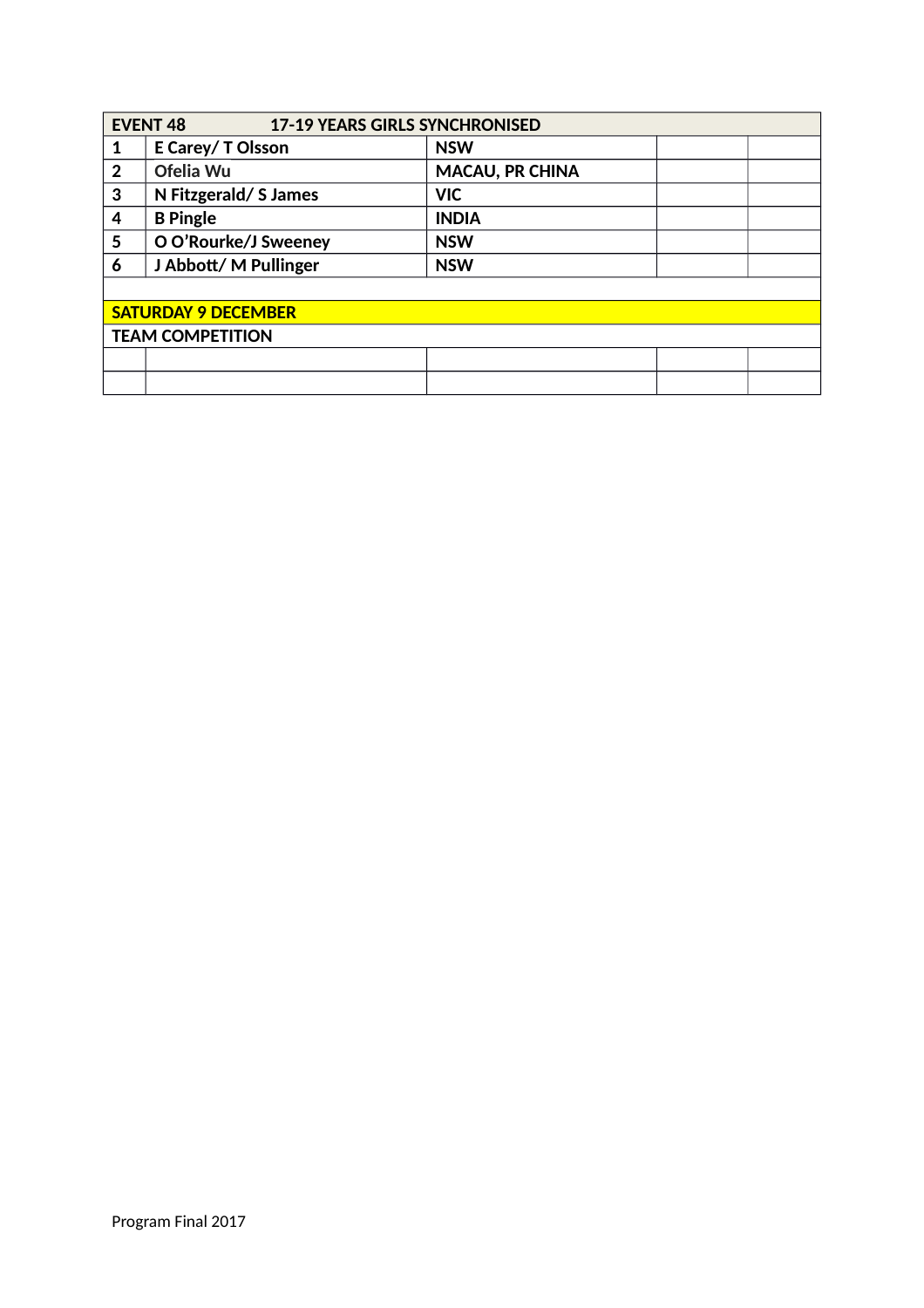| EVENT 48 | 17-19 YEARS GIRLS SYNCHRONISED | | | |
|---|---|---|---|---|
| 1 | E Carey/ T Olsson | NSW | | |
| 2 | Ofelia Wu | MACAU, PR CHINA | | |
| 3 | N Fitzgerald/ S James | VIC | | |
| 4 | B Pingle | INDIA | | |
| 5 | O O'Rourke/J Sweeney | NSW | | |
| 6 | J Abbott/ M Pullinger | NSW | | |
| | | | | |
| SATURDAY 9 DECEMBER | | | | |
| TEAM COMPETITION | | | | |
| | | | | |
| | | | | |

Program Final 2017